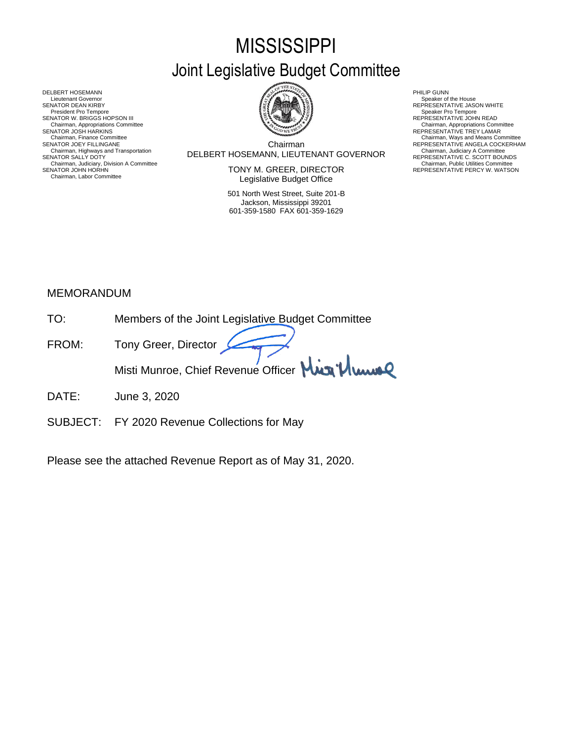# MISSISSIPPI

## Joint Legislative Budget Committee

DELBERT HOSEMANN
Lieutenant Governor
SENATOR DEAN KIRBY
President Pro Tempore
SENATOR W. BRIGGS HOPSON III
Chairman, Appropriations Committee
SENATOR JOSH HARKINS
Chairman, Finance Committee
SENATOR JOEY FILLINGANE
Chairman, Highways and Transportation
SENATOR SALLY DOTY
Chairman, Judiciary, Division A Committee
SENATOR JOHN HORHN
Chairman, Labor Committee

Chairman
DELBERT HOSEMANN, LIEUTENANT GOVERNOR

TONY M. GREER, DIRECTOR
Legislative Budget Office

501 North West Street, Suite 201-B
Jackson, Mississippi 39201
601-359-1580 FAX 601-359-1629

PHILIP GUNN
Speaker of the House
REPRESENTATIVE JASON WHITE
Speaker Pro Tempore
REPRESENTATIVE JOHN READ
Chairman, Appropriations Committee
REPRESENTATIVE TREY LAMAR
Chairman, Ways and Means Committee
REPRESENTATIVE ANGELA COCKERHAM
Chairman, Judiciary A Committee
REPRESENTATIVE C. SCOTT BOUNDS
Chairman, Public Utilities Committee
REPRESENTATIVE PERCY W. WATSON

MEMORANDUM

TO: Members of the Joint Legislative Budget Committee

FROM: Tony Greer, Director

Misti Munroe, Chief Revenue Officer

DATE: June 3, 2020

SUBJECT: FY 2020 Revenue Collections for May

Please see the attached Revenue Report as of May 31, 2020.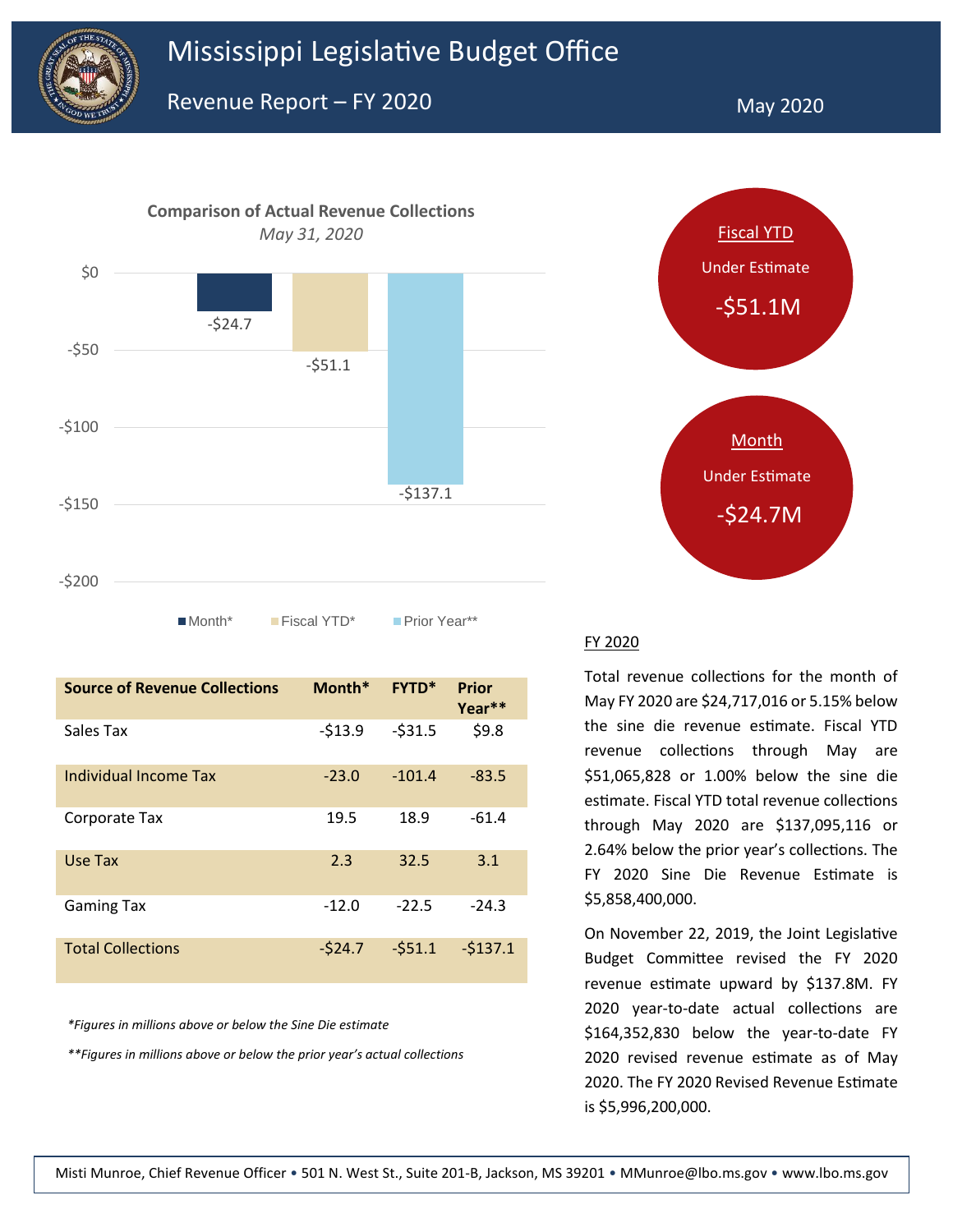# Mississippi Legislative Budget Office

## Revenue Report – FY 2020

May 2020

**Comparison of Actual Revenue Collections**
*May 31, 2020*

| | Month* | Fiscal YTD* | Prior Year** |
|---|---|---|---|
| Value | -$24.7 | -$51.1 | -$137.1 |

Fiscal YTD
Under Estimate
-$51.1M

Month
Under Estimate
-$24.7M

| Source of Revenue Collections | Month* | FYTD* | Prior Year** |
|---|---|---|---|
| Sales Tax | -$13.9 | -$31.5 | $9.8 |
| Individual Income Tax | -23.0 | -101.4 | -83.5 |
| Corporate Tax | 19.5 | 18.9 | -61.4 |
| Use Tax | 2.3 | 32.5 | 3.1 |
| Gaming Tax | -12.0 | -22.5 | -24.3 |
| Total Collections | -$24.7 | -$51.1 | -$137.1 |

*\*Figures in millions above or below the Sine Die estimate*

*\*\*Figures in millions above or below the prior year's actual collections*

### FY 2020

Total revenue collections for the month of May FY 2020 are $24,717,016 or 5.15% below the sine die revenue estimate. Fiscal YTD revenue collections through May are $51,065,828 or 1.00% below the sine die estimate. Fiscal YTD total revenue collections through May 2020 are $137,095,116 or 2.64% below the prior year's collections. The FY 2020 Sine Die Revenue Estimate is $5,858,400,000.

On November 22, 2019, the Joint Legislative Budget Committee revised the FY 2020 revenue estimate upward by $137.8M. FY 2020 year-to-date actual collections are $164,352,830 below the year-to-date FY 2020 revised revenue estimate as of May 2020. The FY 2020 Revised Revenue Estimate is $5,996,200,000.

Misti Munroe, Chief Revenue Officer • 501 N. West St., Suite 201-B, Jackson, MS 39201 • MMunroe@lbo.ms.gov • www.lbo.ms.gov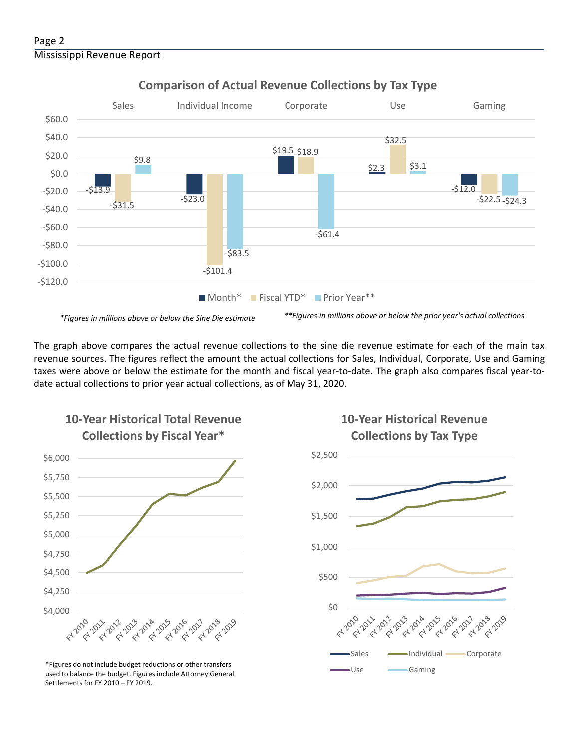## Comparison of Actual Revenue Collections by Tax Type

| | Month* | Fiscal YTD* | Prior Year** |
|---|---|---|---|
| Sales | -$13.9 | -$31.5 | $9.8 |
| Individual Income | -$23.0 | -$101.4 | -$83.5 |
| Corporate | $19.5 | $18.9 | -$61.4 |
| Use | $2.3 | $32.5 | $3.1 |
| Gaming | -$12.0 | -$22.5 | -$24.3 |

*Figures in millions above or below the Sine Die estimate

**Figures in millions above or below the prior year's actual collections

The graph above compares the actual revenue collections to the sine die revenue estimate for each of the main tax revenue sources. The figures reflect the amount the actual collections for Sales, Individual, Corporate, Use and Gaming taxes were above or below the estimate for the month and fiscal year-to-date. The graph also compares fiscal year-to-date actual collections to prior year actual collections, as of May 31, 2020.

## 10-Year Historical Total Revenue Collections by Fiscal Year*

*Figures do not include budget reductions or other transfers used to balance the budget. Figures include Attorney General Settlements for FY 2010 – FY 2019.

## 10-Year Historical Revenue Collections by Tax Type

Sales, Individual, Corporate, Use, Gaming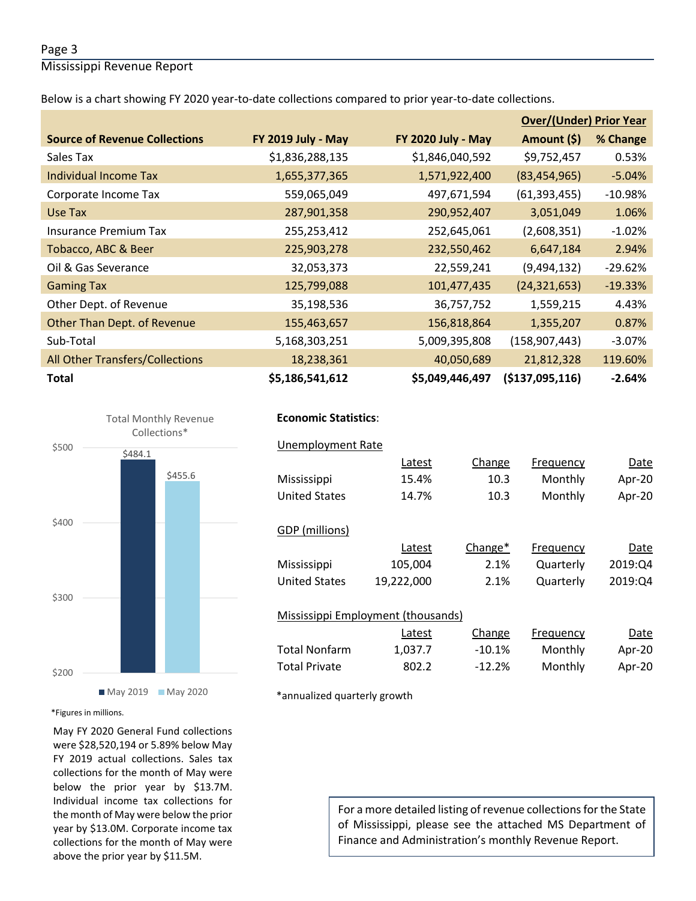Below is a chart showing FY 2020 year-to-date collections compared to prior year-to-date collections.

| Source of Revenue Collections | FY 2019 July - May | FY 2020 July - May | Over/(Under) Prior Year Amount ($) | Over/(Under) Prior Year % Change |
|---|---|---|---|---|
| Sales Tax | $1,836,288,135 | $1,846,040,592 | $9,752,457 | 0.53% |
| Individual Income Tax | 1,655,377,365 | 1,571,922,400 | (83,454,965) | -5.04% |
| Corporate Income Tax | 559,065,049 | 497,671,594 | (61,393,455) | -10.98% |
| Use Tax | 287,901,358 | 290,952,407 | 3,051,049 | 1.06% |
| Insurance Premium Tax | 255,253,412 | 252,645,061 | (2,608,351) | -1.02% |
| Tobacco, ABC & Beer | 225,903,278 | 232,550,462 | 6,647,184 | 2.94% |
| Oil & Gas Severance | 32,053,373 | 22,559,241 | (9,494,132) | -29.62% |
| Gaming Tax | 125,799,088 | 101,477,435 | (24,321,653) | -19.33% |
| Other Dept. of Revenue | 35,198,536 | 36,757,752 | 1,559,215 | 4.43% |
| Other Than Dept. of Revenue | 155,463,657 | 156,818,864 | 1,355,207 | 0.87% |
| Sub-Total | 5,168,303,251 | 5,009,395,808 | (158,907,443) | -3.07% |
| All Other Transfers/Collections | 18,238,361 | 40,050,689 | 21,812,328 | 119.60% |
| **Total** | **$5,186,541,612** | **$5,049,446,497** | **($137,095,116)** | **-2.64%** |

Total Monthly Revenue Collections*

| | May 2019 | May 2020 |
|---|---|---|
| Total Monthly Revenue Collections | $484.1 | $455.6 |

*Figures in millions.

May FY 2020 General Fund collections were $28,520,194 or 5.89% below May FY 2019 actual collections. Sales tax collections for the month of May were below the prior year by $13.7M. Individual income tax collections for the month of May were below the prior year by $13.0M. Corporate income tax collections for the month of May were above the prior year by $11.5M.

**Economic Statistics**:

Unemployment Rate

| | Latest | Change | Frequency | Date |
|---|---|---|---|---|
| Mississippi | 15.4% | 10.3 | Monthly | Apr-20 |
| United States | 14.7% | 10.3 | Monthly | Apr-20 |

GDP (millions)

| | Latest | Change* | Frequency | Date |
|---|---|---|---|---|
| Mississippi | 105,004 | 2.1% | Quarterly | 2019:Q4 |
| United States | 19,222,000 | 2.1% | Quarterly | 2019:Q4 |

Mississippi Employment (thousands)

| | Latest | Change | Frequency | Date |
|---|---|---|---|---|
| Total Nonfarm | 1,037.7 | -10.1% | Monthly | Apr-20 |
| Total Private | 802.2 | -12.2% | Monthly | Apr-20 |

*annualized quarterly growth

For a more detailed listing of revenue collections for the State of Mississippi, please see the attached MS Department of Finance and Administration's monthly Revenue Report.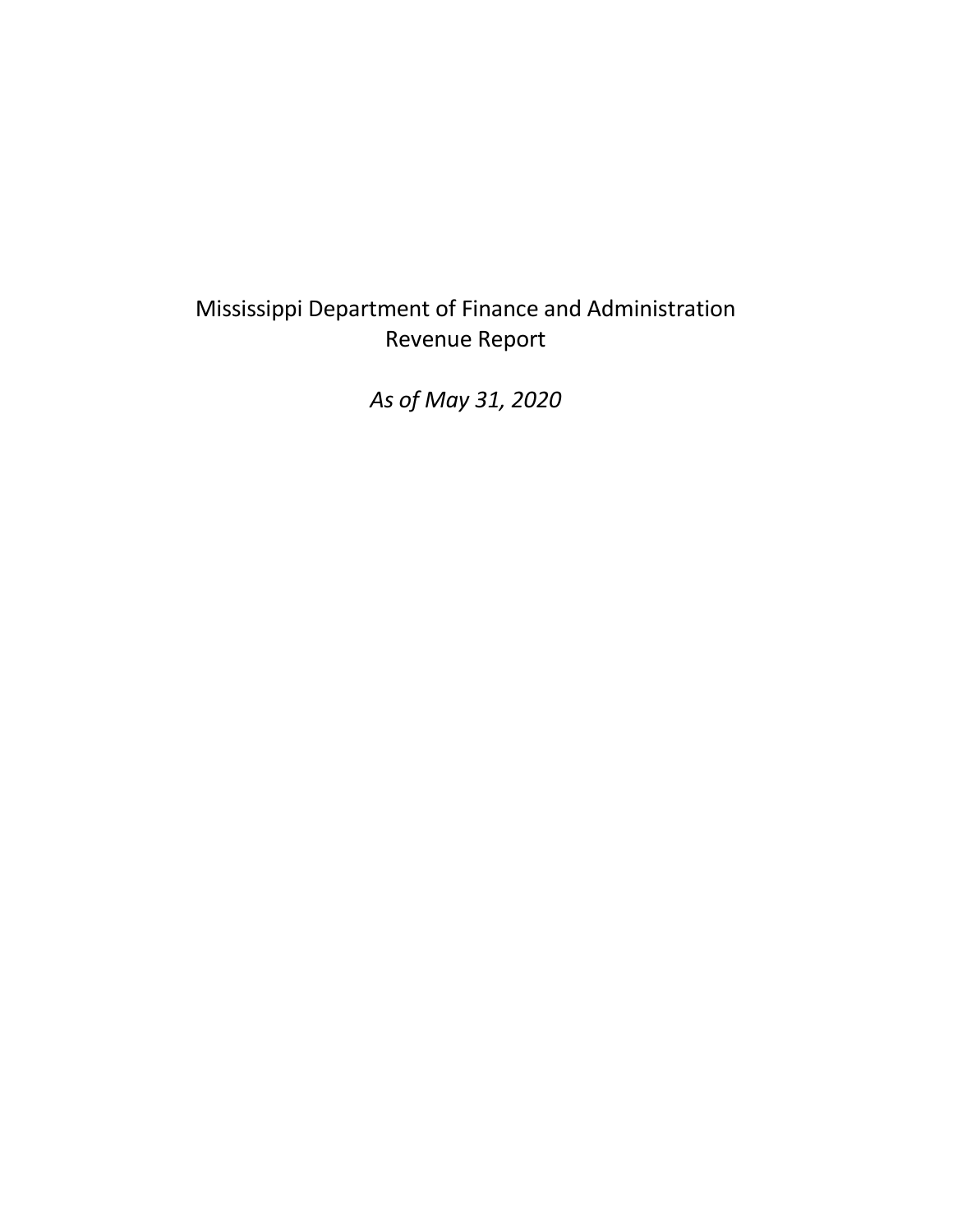Mississippi Department of Finance and Administration
Revenue Report

*As of May 31, 2020*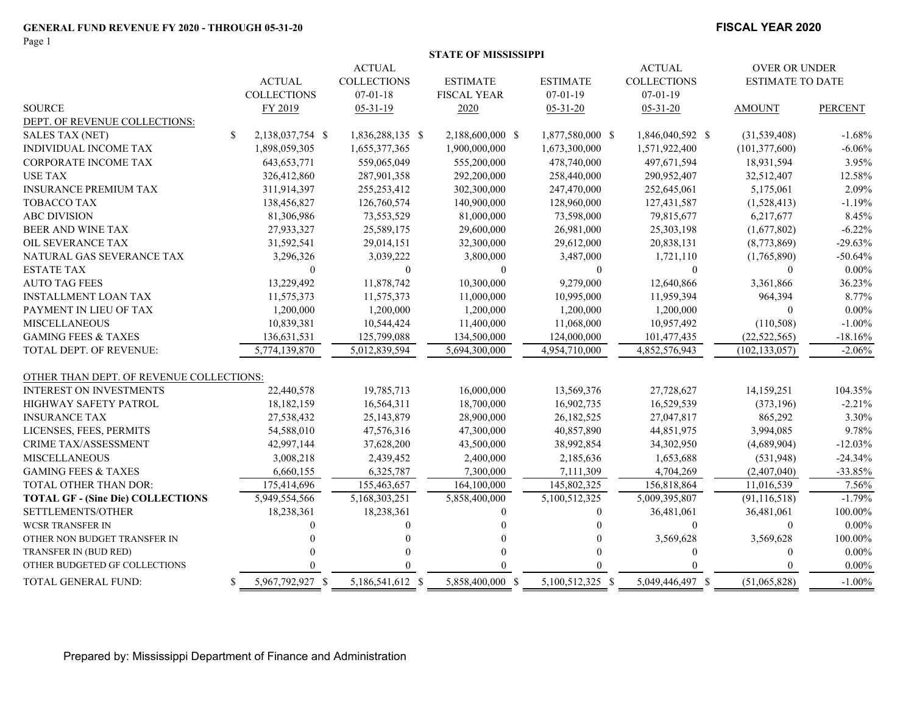**GENERAL FUND REVENUE FY 2020 - THROUGH 05-31-20**

**FISCAL YEAR 2020**

**STATE OF MISSISSIPPI**

| SOURCE | ACTUAL COLLECTIONS FY 2019 | ACTUAL COLLECTIONS 07-01-18 05-31-19 | ESTIMATE FISCAL YEAR 2020 | ESTIMATE 07-01-19 05-31-20 | ACTUAL COLLECTIONS 07-01-19 05-31-20 | OVER OR UNDER ESTIMATE TO DATE AMOUNT | PERCENT |
|---|---|---|---|---|---|---|---|
| DEPT. OF REVENUE COLLECTIONS: | | | | | | | |
| SALES TAX (NET) | $ 2,138,037,754 | $ 1,836,288,135 | $ 2,188,600,000 | $ 1,877,580,000 | $ 1,846,040,592 | $ (31,539,408) | -1.68% |
| INDIVIDUAL INCOME TAX | 1,898,059,305 | 1,655,377,365 | 1,900,000,000 | 1,673,300,000 | 1,571,922,400 | (101,377,600) | -6.06% |
| CORPORATE INCOME TAX | 643,653,771 | 559,065,049 | 555,200,000 | 478,740,000 | 497,671,594 | 18,931,594 | 3.95% |
| USE TAX | 326,412,860 | 287,901,358 | 292,200,000 | 258,440,000 | 290,952,407 | 32,512,407 | 12.58% |
| INSURANCE PREMIUM TAX | 311,914,397 | 255,253,412 | 302,300,000 | 247,470,000 | 252,645,061 | 5,175,061 | 2.09% |
| TOBACCO TAX | 138,456,827 | 126,760,574 | 140,900,000 | 128,960,000 | 127,431,587 | (1,528,413) | -1.19% |
| ABC DIVISION | 81,306,986 | 73,553,529 | 81,000,000 | 73,598,000 | 79,815,677 | 6,217,677 | 8.45% |
| BEER AND WINE TAX | 27,933,327 | 25,589,175 | 29,600,000 | 26,981,000 | 25,303,198 | (1,677,802) | -6.22% |
| OIL SEVERANCE TAX | 31,592,541 | 29,014,151 | 32,300,000 | 29,612,000 | 20,838,131 | (8,773,869) | -29.63% |
| NATURAL GAS SEVERANCE TAX | 3,296,326 | 3,039,222 | 3,800,000 | 3,487,000 | 1,721,110 | (1,765,890) | -50.64% |
| ESTATE TAX | 0 | 0 | 0 | 0 | 0 | 0 | 0.00% |
| AUTO TAG FEES | 13,229,492 | 11,878,742 | 10,300,000 | 9,279,000 | 12,640,866 | 3,361,866 | 36.23% |
| INSTALLMENT LOAN TAX | 11,575,373 | 11,575,373 | 11,000,000 | 10,995,000 | 11,959,394 | 964,394 | 8.77% |
| PAYMENT IN LIEU OF TAX | 1,200,000 | 1,200,000 | 1,200,000 | 1,200,000 | 1,200,000 | 0 | 0.00% |
| MISCELLANEOUS | 10,839,381 | 10,544,424 | 11,400,000 | 11,068,000 | 10,957,492 | (110,508) | -1.00% |
| GAMING FEES & TAXES | 136,631,531 | 125,799,088 | 134,500,000 | 124,000,000 | 101,477,435 | (22,522,565) | -18.16% |
| TOTAL DEPT. OF REVENUE: | 5,774,139,870 | 5,012,839,594 | 5,694,300,000 | 4,954,710,000 | 4,852,576,943 | (102,133,057) | -2.06% |
| OTHER THAN DEPT. OF REVENUE COLLECTIONS: | | | | | | | |
| INTEREST ON INVESTMENTS | 22,440,578 | 19,785,713 | 16,000,000 | 13,569,376 | 27,728,627 | 14,159,251 | 104.35% |
| HIGHWAY SAFETY PATROL | 18,182,159 | 16,564,311 | 18,700,000 | 16,902,735 | 16,529,539 | (373,196) | -2.21% |
| INSURANCE TAX | 27,538,432 | 25,143,879 | 28,900,000 | 26,182,525 | 27,047,817 | 865,292 | 3.30% |
| LICENSES, FEES, PERMITS | 54,588,010 | 47,576,316 | 47,300,000 | 40,857,890 | 44,851,975 | 3,994,085 | 9.78% |
| CRIME TAX/ASSESSMENT | 42,997,144 | 37,628,200 | 43,500,000 | 38,992,854 | 34,302,950 | (4,689,904) | -12.03% |
| MISCELLANEOUS | 3,008,218 | 2,439,452 | 2,400,000 | 2,185,636 | 1,653,688 | (531,948) | -24.34% |
| GAMING FEES & TAXES | 6,660,155 | 6,325,787 | 7,300,000 | 7,111,309 | 4,704,269 | (2,407,040) | -33.85% |
| TOTAL OTHER THAN DOR: | 175,414,696 | 155,463,657 | 164,100,000 | 145,802,325 | 156,818,864 | 11,016,539 | 7.56% |
| **TOTAL GF - (Sine Die) COLLECTIONS** | 5,949,554,566 | 5,168,303,251 | 5,858,400,000 | 5,100,512,325 | 5,009,395,807 | (91,116,518) | -1.79% |
| SETTLEMENTS/OTHER | 18,238,361 | 18,238,361 | 0 | 0 | 36,481,061 | 36,481,061 | 100.00% |
| WCSR TRANSFER IN | 0 | 0 | 0 | 0 | 0 | 0 | 0.00% |
| OTHER NON BUDGET TRANSFER IN | 0 | 0 | 0 | 0 | 3,569,628 | 3,569,628 | 100.00% |
| TRANSFER IN (BUD RED) | 0 | 0 | 0 | 0 | 0 | 0 | 0.00% |
| OTHER BUDGETED GF COLLECTIONS | 0 | 0 | 0 | 0 | 0 | 0 | 0.00% |
| TOTAL GENERAL FUND: | $ 5,967,792,927 | $ 5,186,541,612 | $ 5,858,400,000 | $ 5,100,512,325 | $ 5,049,446,497 | $ (51,065,828) | -1.00% |

Prepared by: Mississippi Department of Finance and Administration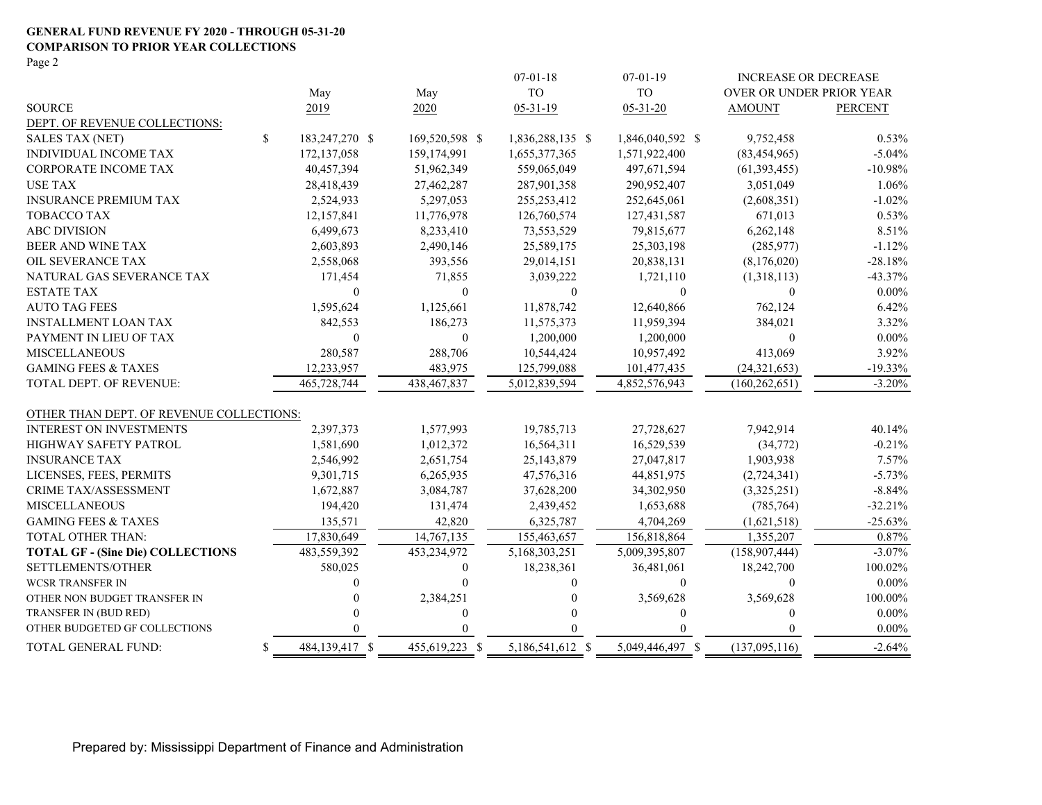**GENERAL FUND REVENUE FY 2020 - THROUGH 05-31-20**
**COMPARISON TO PRIOR YEAR COLLECTIONS**
Page 2

| SOURCE | May 2019 | May 2020 | 07-01-18 TO 05-31-19 | 07-01-19 TO 05-31-20 | INCREASE OR DECREASE OVER OR UNDER PRIOR YEAR AMOUNT | PERCENT |
|---|---|---|---|---|---|---|
| DEPT. OF REVENUE COLLECTIONS: | | | | | | |
| SALES TAX (NET) | $ 183,247,270 | $ 169,520,598 | $ 1,836,288,135 | $ 1,846,040,592 | $ 9,752,458 | 0.53% |
| INDIVIDUAL INCOME TAX | 172,137,058 | 159,174,991 | 1,655,377,365 | 1,571,922,400 | (83,454,965) | -5.04% |
| CORPORATE INCOME TAX | 40,457,394 | 51,962,349 | 559,065,049 | 497,671,594 | (61,393,455) | -10.98% |
| USE TAX | 28,418,439 | 27,462,287 | 287,901,358 | 290,952,407 | 3,051,049 | 1.06% |
| INSURANCE PREMIUM TAX | 2,524,933 | 5,297,053 | 255,253,412 | 252,645,061 | (2,608,351) | -1.02% |
| TOBACCO TAX | 12,157,841 | 11,776,978 | 126,760,574 | 127,431,587 | 671,013 | 0.53% |
| ABC DIVISION | 6,499,673 | 8,233,410 | 73,553,529 | 79,815,677 | 6,262,148 | 8.51% |
| BEER AND WINE TAX | 2,603,893 | 2,490,146 | 25,589,175 | 25,303,198 | (285,977) | -1.12% |
| OIL SEVERANCE TAX | 2,558,068 | 393,556 | 29,014,151 | 20,838,131 | (8,176,020) | -28.18% |
| NATURAL GAS SEVERANCE TAX | 171,454 | 71,855 | 3,039,222 | 1,721,110 | (1,318,113) | -43.37% |
| ESTATE TAX | 0 | 0 | 0 | 0 | 0 | 0.00% |
| AUTO TAG FEES | 1,595,624 | 1,125,661 | 11,878,742 | 12,640,866 | 762,124 | 6.42% |
| INSTALLMENT LOAN TAX | 842,553 | 186,273 | 11,575,373 | 11,959,394 | 384,021 | 3.32% |
| PAYMENT IN LIEU OF TAX | 0 | 0 | 1,200,000 | 1,200,000 | 0 | 0.00% |
| MISCELLANEOUS | 280,587 | 288,706 | 10,544,424 | 10,957,492 | 413,069 | 3.92% |
| GAMING FEES & TAXES | 12,233,957 | 483,975 | 125,799,088 | 101,477,435 | (24,321,653) | -19.33% |
| TOTAL DEPT. OF REVENUE: | 465,728,744 | 438,467,837 | 5,012,839,594 | 4,852,576,943 | (160,262,651) | -3.20% |
| OTHER THAN DEPT. OF REVENUE COLLECTIONS: | | | | | | |
| INTEREST ON INVESTMENTS | 2,397,373 | 1,577,993 | 19,785,713 | 27,728,627 | 7,942,914 | 40.14% |
| HIGHWAY SAFETY PATROL | 1,581,690 | 1,012,372 | 16,564,311 | 16,529,539 | (34,772) | -0.21% |
| INSURANCE TAX | 2,546,992 | 2,651,754 | 25,143,879 | 27,047,817 | 1,903,938 | 7.57% |
| LICENSES, FEES, PERMITS | 9,301,715 | 6,265,935 | 47,576,316 | 44,851,975 | (2,724,341) | -5.73% |
| CRIME TAX/ASSESSMENT | 1,672,887 | 3,084,787 | 37,628,200 | 34,302,950 | (3,325,251) | -8.84% |
| MISCELLANEOUS | 194,420 | 131,474 | 2,439,452 | 1,653,688 | (785,764) | -32.21% |
| GAMING FEES & TAXES | 135,571 | 42,820 | 6,325,787 | 4,704,269 | (1,621,518) | -25.63% |
| TOTAL OTHER THAN: | 17,830,649 | 14,767,135 | 155,463,657 | 156,818,864 | 1,355,207 | 0.87% |
| **TOTAL GF - (Sine Die) COLLECTIONS** | 483,559,392 | 453,234,972 | 5,168,303,251 | 5,009,395,807 | (158,907,444) | -3.07% |
| SETTLEMENTS/OTHER | 580,025 | 0 | 18,238,361 | 36,481,061 | 18,242,700 | 100.02% |
| WCSR TRANSFER IN | 0 | 0 | 0 | 0 | 0 | 0.00% |
| OTHER NON BUDGET TRANSFER IN | 0 | 2,384,251 | 0 | 3,569,628 | 3,569,628 | 100.00% |
| TRANSFER IN (BUD RED) | 0 | 0 | 0 | 0 | 0 | 0.00% |
| OTHER BUDGETED GF COLLECTIONS | 0 | 0 | 0 | 0 | 0 | 0.00% |
| TOTAL GENERAL FUND: | $ 484,139,417 | $ 455,619,223 | $ 5,186,541,612 | $ 5,049,446,497 | $ (137,095,116) | -2.64% |

Prepared by: Mississippi Department of Finance and Administration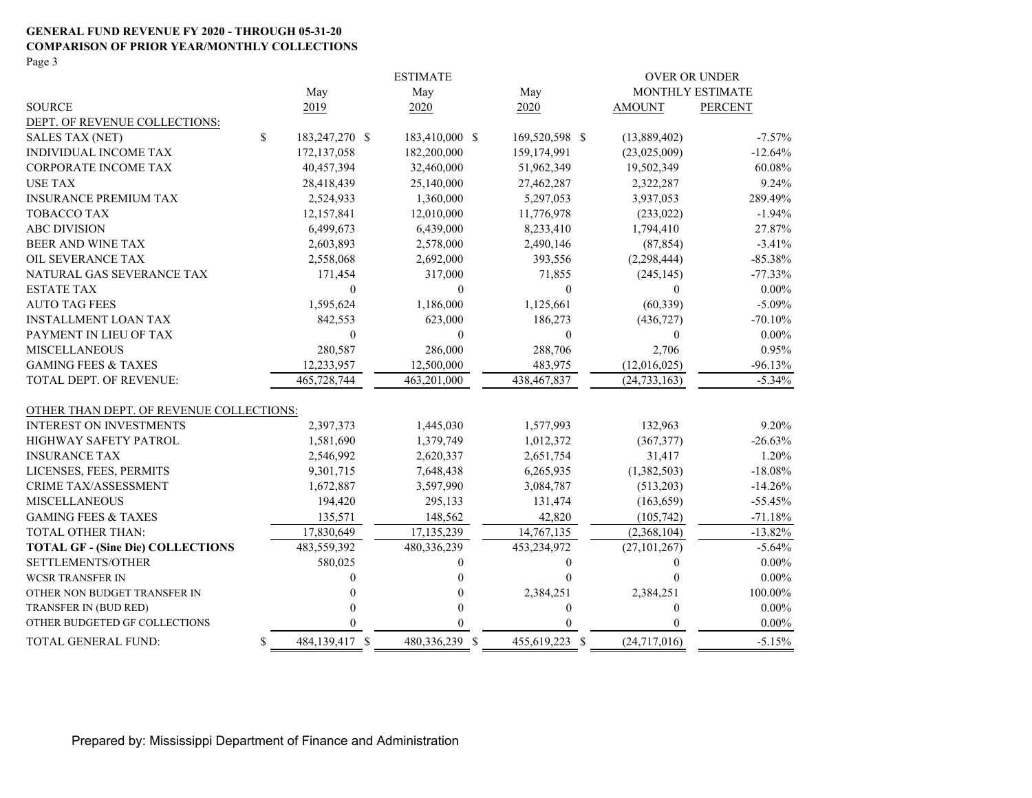**GENERAL FUND REVENUE FY 2020 - THROUGH 05-31-20**
**COMPARISON OF PRIOR YEAR/MONTHLY COLLECTIONS**
Page 3

| SOURCE | May 2019 | ESTIMATE May 2020 | May 2020 | OVER OR UNDER MONTHLY ESTIMATE AMOUNT | PERCENT |
|---|---|---|---|---|---|
| DEPT. OF REVENUE COLLECTIONS: | | | | | |
| SALES TAX (NET) | $ 183,247,270 | $ 183,410,000 | $ 169,520,598 | $ (13,889,402) | -7.57% |
| INDIVIDUAL INCOME TAX | 172,137,058 | 182,200,000 | 159,174,991 | (23,025,009) | -12.64% |
| CORPORATE INCOME TAX | 40,457,394 | 32,460,000 | 51,962,349 | 19,502,349 | 60.08% |
| USE TAX | 28,418,439 | 25,140,000 | 27,462,287 | 2,322,287 | 9.24% |
| INSURANCE PREMIUM TAX | 2,524,933 | 1,360,000 | 5,297,053 | 3,937,053 | 289.49% |
| TOBACCO TAX | 12,157,841 | 12,010,000 | 11,776,978 | (233,022) | -1.94% |
| ABC DIVISION | 6,499,673 | 6,439,000 | 8,233,410 | 1,794,410 | 27.87% |
| BEER AND WINE TAX | 2,603,893 | 2,578,000 | 2,490,146 | (87,854) | -3.41% |
| OIL SEVERANCE TAX | 2,558,068 | 2,692,000 | 393,556 | (2,298,444) | -85.38% |
| NATURAL GAS SEVERANCE TAX | 171,454 | 317,000 | 71,855 | (245,145) | -77.33% |
| ESTATE TAX | 0 | 0 | 0 | 0 | 0.00% |
| AUTO TAG FEES | 1,595,624 | 1,186,000 | 1,125,661 | (60,339) | -5.09% |
| INSTALLMENT LOAN TAX | 842,553 | 623,000 | 186,273 | (436,727) | -70.10% |
| PAYMENT IN LIEU OF TAX | 0 | 0 | 0 | 0 | 0.00% |
| MISCELLANEOUS | 280,587 | 286,000 | 288,706 | 2,706 | 0.95% |
| GAMING FEES & TAXES | 12,233,957 | 12,500,000 | 483,975 | (12,016,025) | -96.13% |
| TOTAL DEPT. OF REVENUE: | 465,728,744 | 463,201,000 | 438,467,837 | (24,733,163) | -5.34% |
| OTHER THAN DEPT. OF REVENUE COLLECTIONS: | | | | | |
| INTEREST ON INVESTMENTS | 2,397,373 | 1,445,030 | 1,577,993 | 132,963 | 9.20% |
| HIGHWAY SAFETY PATROL | 1,581,690 | 1,379,749 | 1,012,372 | (367,377) | -26.63% |
| INSURANCE TAX | 2,546,992 | 2,620,337 | 2,651,754 | 31,417 | 1.20% |
| LICENSES, FEES, PERMITS | 9,301,715 | 7,648,438 | 6,265,935 | (1,382,503) | -18.08% |
| CRIME TAX/ASSESSMENT | 1,672,887 | 3,597,990 | 3,084,787 | (513,203) | -14.26% |
| MISCELLANEOUS | 194,420 | 295,133 | 131,474 | (163,659) | -55.45% |
| GAMING FEES & TAXES | 135,571 | 148,562 | 42,820 | (105,742) | -71.18% |
| TOTAL OTHER THAN: | 17,830,649 | 17,135,239 | 14,767,135 | (2,368,104) | -13.82% |
| **TOTAL GF - (Sine Die) COLLECTIONS** | 483,559,392 | 480,336,239 | 453,234,972 | (27,101,267) | -5.64% |
| SETTLEMENTS/OTHER | 580,025 | 0 | 0 | 0 | 0.00% |
| WCSR TRANSFER IN | 0 | 0 | 0 | 0 | 0.00% |
| OTHER NON BUDGET TRANSFER IN | 0 | 0 | 2,384,251 | 2,384,251 | 100.00% |
| TRANSFER IN (BUD RED) | 0 | 0 | 0 | 0 | 0.00% |
| OTHER BUDGETED GF COLLECTIONS | 0 | 0 | 0 | 0 | 0.00% |
| TOTAL GENERAL FUND: | $ 484,139,417 | $ 480,336,239 | $ 455,619,223 | $ (24,717,016) | -5.15% |

Prepared by: Mississippi Department of Finance and Administration